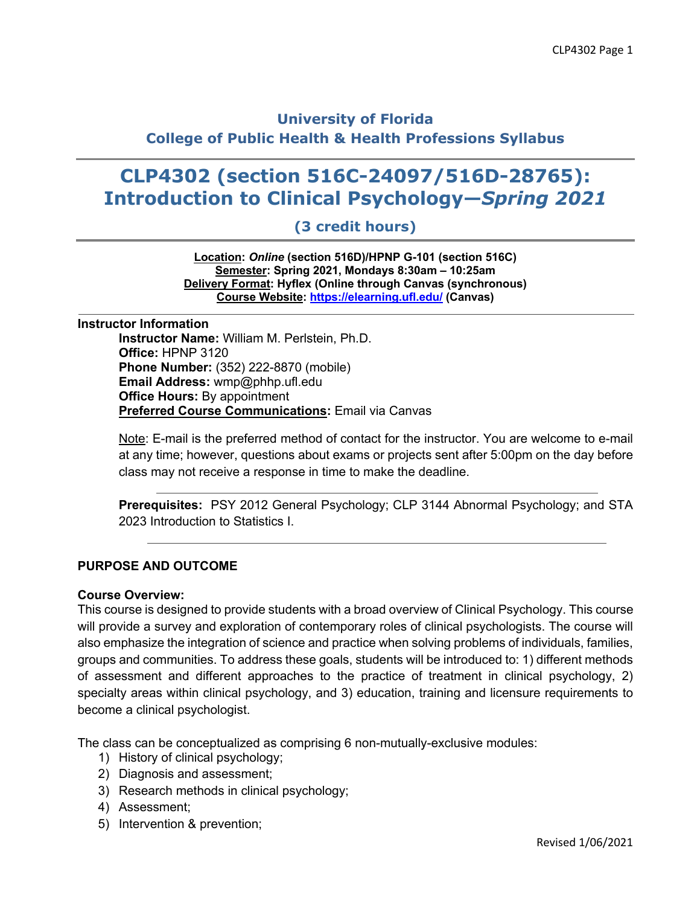# University of Florida
# College of Public Health & Health Professions Syllabus

# CLP4302 (section 516C-24097/516D-28765): Introduction to Clinical Psychology—*Spring 2021*

### (3 credit hours)

**Location: *Online* (section 516D)/HPNP G-101 (section 516C)**
**Semester: Spring 2021, Mondays 8:30am – 10:25am**
**Delivery Format: Hyflex (Online through Canvas (synchronous)**
**Course Website: https://elearning.ufl.edu/ (Canvas)**

**Instructor Information**

**Instructor Name:** William M. Perlstein, Ph.D.
**Office:** HPNP 3120
**Phone Number:** (352) 222-8870 (mobile)
**Email Address:** wmp@phhp.ufl.edu
**Office Hours:** By appointment
**Preferred Course Communications:** Email via Canvas

Note: E-mail is the preferred method of contact for the instructor. You are welcome to e-mail at any time; however, questions about exams or projects sent after 5:00pm on the day before class may not receive a response in time to make the deadline.

**Prerequisites:** PSY 2012 General Psychology; CLP 3144 Abnormal Psychology; and STA 2023 Introduction to Statistics I.

## PURPOSE AND OUTCOME

**Course Overview:**
This course is designed to provide students with a broad overview of Clinical Psychology. This course will provide a survey and exploration of contemporary roles of clinical psychologists. The course will also emphasize the integration of science and practice when solving problems of individuals, families, groups and communities. To address these goals, students will be introduced to: 1) different methods of assessment and different approaches to the practice of treatment in clinical psychology, 2) specialty areas within clinical psychology, and 3) education, training and licensure requirements to become a clinical psychologist.

The class can be conceptualized as comprising 6 non-mutually-exclusive modules:

1) History of clinical psychology;
2) Diagnosis and assessment;
3) Research methods in clinical psychology;
4) Assessment;
5) Intervention & prevention;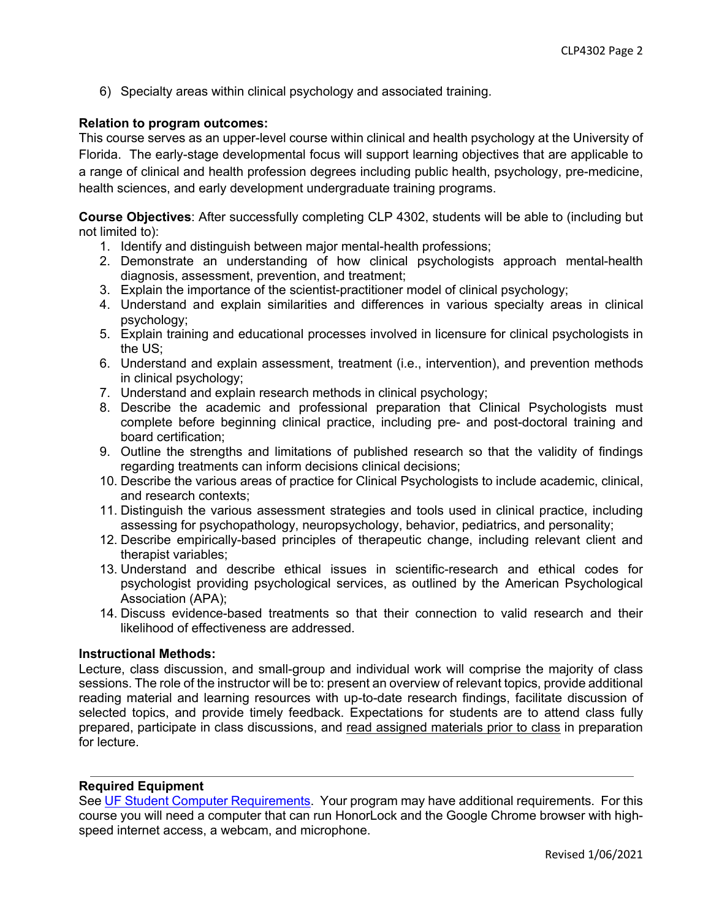6) Specialty areas within clinical psychology and associated training.

**Relation to program outcomes:**
This course serves as an upper-level course within clinical and health psychology at the University of Florida. The early-stage developmental focus will support learning objectives that are applicable to a range of clinical and health profession degrees including public health, psychology, pre-medicine, health sciences, and early development undergraduate training programs.

**Course Objectives**: After successfully completing CLP 4302, students will be able to (including but not limited to):

1. Identify and distinguish between major mental-health professions;
2. Demonstrate an understanding of how clinical psychologists approach mental-health diagnosis, assessment, prevention, and treatment;
3. Explain the importance of the scientist-practitioner model of clinical psychology;
4. Understand and explain similarities and differences in various specialty areas in clinical psychology;
5. Explain training and educational processes involved in licensure for clinical psychologists in the US;
6. Understand and explain assessment, treatment (i.e., intervention), and prevention methods in clinical psychology;
7. Understand and explain research methods in clinical psychology;
8. Describe the academic and professional preparation that Clinical Psychologists must complete before beginning clinical practice, including pre- and post-doctoral training and board certification;
9. Outline the strengths and limitations of published research so that the validity of findings regarding treatments can inform decisions clinical decisions;
10. Describe the various areas of practice for Clinical Psychologists to include academic, clinical, and research contexts;
11. Distinguish the various assessment strategies and tools used in clinical practice, including assessing for psychopathology, neuropsychology, behavior, pediatrics, and personality;
12. Describe empirically-based principles of therapeutic change, including relevant client and therapist variables;
13. Understand and describe ethical issues in scientific-research and ethical codes for psychologist providing psychological services, as outlined by the American Psychological Association (APA);
14. Discuss evidence-based treatments so that their connection to valid research and their likelihood of effectiveness are addressed.

**Instructional Methods:**
Lecture, class discussion, and small-group and individual work will comprise the majority of class sessions. The role of the instructor will be to: present an overview of relevant topics, provide additional reading material and learning resources with up-to-date research findings, facilitate discussion of selected topics, and provide timely feedback. Expectations for students are to attend class fully prepared, participate in class discussions, and read assigned materials prior to class in preparation for lecture.

---

**Required Equipment**
See UF Student Computer Requirements. Your program may have additional requirements. For this course you will need a computer that can run HonorLock and the Google Chrome browser with high-speed internet access, a webcam, and microphone.

Revised 1/06/2021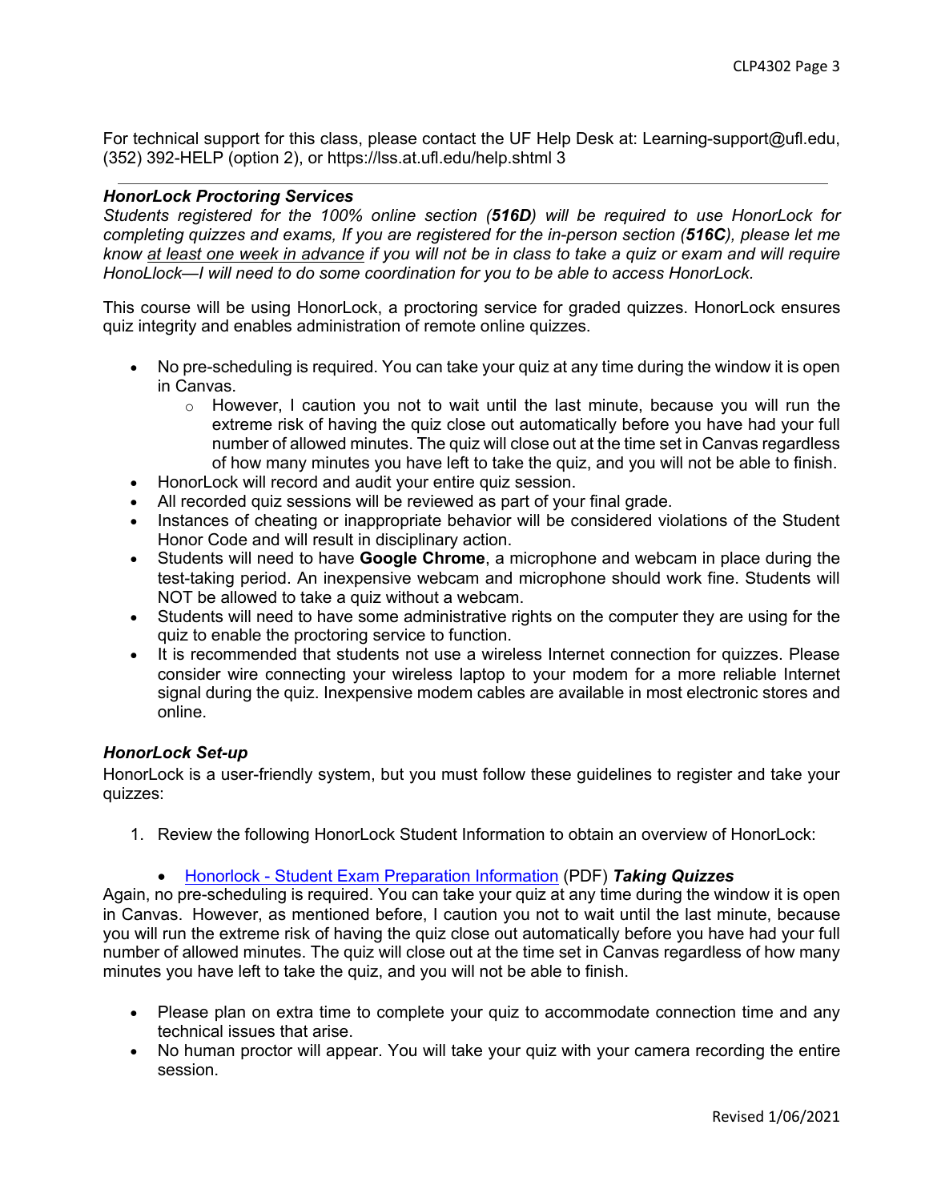For technical support for this class, please contact the UF Help Desk at: Learning-support@ufl.edu, (352) 392-HELP (option 2), or https://lss.at.ufl.edu/help.shtml 3

---

### *HonorLock Proctoring Services*

*Students registered for the 100% online section (**516D**) will be required to use HonorLock for completing quizzes and exams, If you are registered for the in-person section (**516C**), please let me know <u>at least one week in advance</u> if you will not be in class to take a quiz or exam and will require HonoLlock—I will need to do some coordination for you to be able to access HonorLock.*

This course will be using HonorLock, a proctoring service for graded quizzes. HonorLock ensures quiz integrity and enables administration of remote online quizzes.

- No pre-scheduling is required. You can take your quiz at any time during the window it is open in Canvas.
  - However, I caution you not to wait until the last minute, because you will run the extreme risk of having the quiz close out automatically before you have had your full number of allowed minutes. The quiz will close out at the time set in Canvas regardless of how many minutes you have left to take the quiz, and you will not be able to finish.
- HonorLock will record and audit your entire quiz session.
- All recorded quiz sessions will be reviewed as part of your final grade.
- Instances of cheating or inappropriate behavior will be considered violations of the Student Honor Code and will result in disciplinary action.
- Students will need to have **Google Chrome**, a microphone and webcam in place during the test-taking period. An inexpensive webcam and microphone should work fine. Students will NOT be allowed to take a quiz without a webcam.
- Students will need to have some administrative rights on the computer they are using for the quiz to enable the proctoring service to function.
- It is recommended that students not use a wireless Internet connection for quizzes. Please consider wire connecting your wireless laptop to your modem for a more reliable Internet signal during the quiz. Inexpensive modem cables are available in most electronic stores and online.

### *HonorLock Set-up*

HonorLock is a user-friendly system, but you must follow these guidelines to register and take your quizzes:

1. Review the following HonorLock Student Information to obtain an overview of HonorLock:

   - Honorlock - Student Exam Preparation Information (PDF) ***Taking Quizzes***

Again, no pre-scheduling is required. You can take your quiz at any time during the window it is open in Canvas. However, as mentioned before, I caution you not to wait until the last minute, because you will run the extreme risk of having the quiz close out automatically before you have had your full number of allowed minutes. The quiz will close out at the time set in Canvas regardless of how many minutes you have left to take the quiz, and you will not be able to finish.

- Please plan on extra time to complete your quiz to accommodate connection time and any technical issues that arise.
- No human proctor will appear. You will take your quiz with your camera recording the entire session.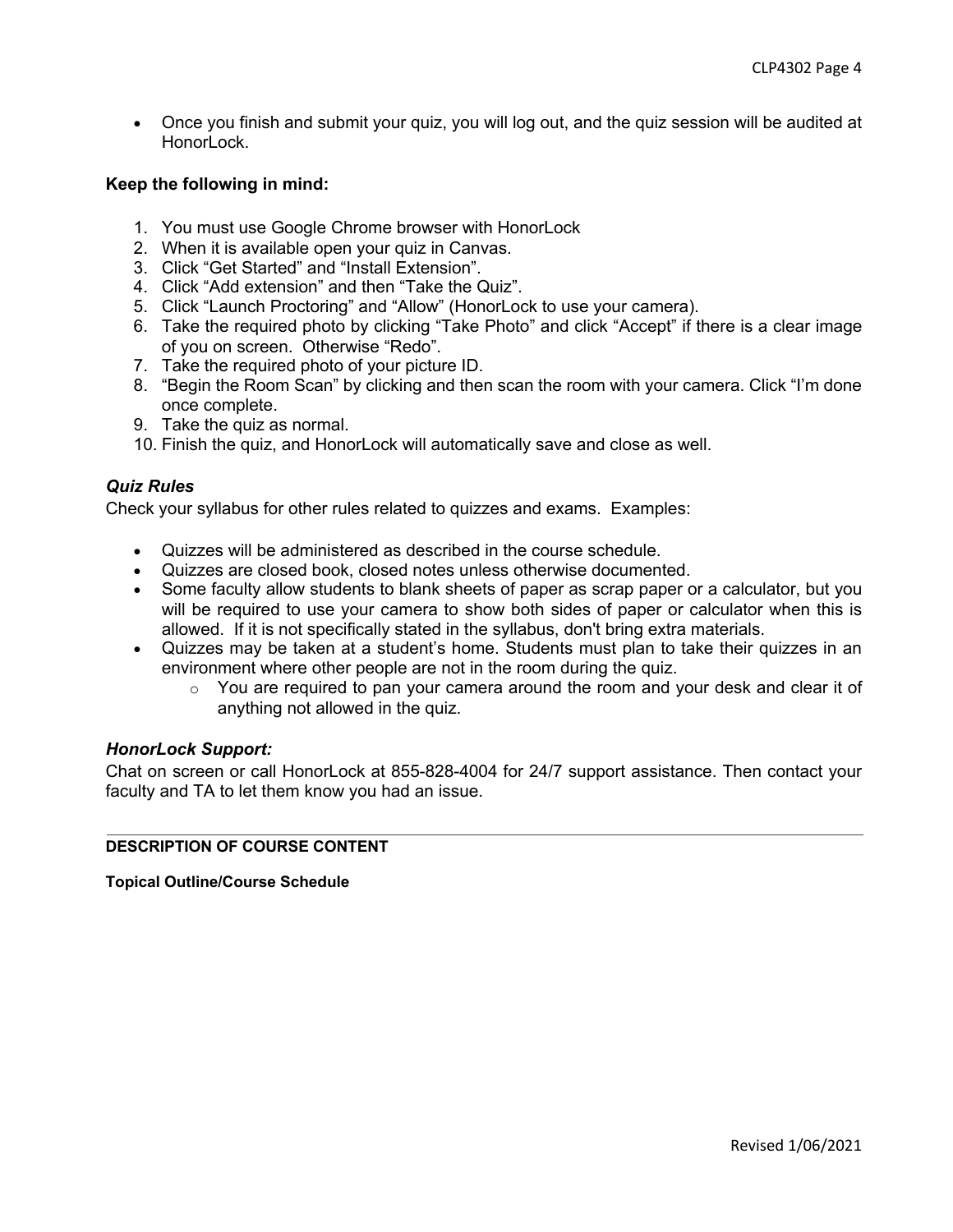- Once you finish and submit your quiz, you will log out, and the quiz session will be audited at HonorLock.

**Keep the following in mind:**

1. You must use Google Chrome browser with HonorLock
2. When it is available open your quiz in Canvas.
3. Click “Get Started” and “Install Extension”.
4. Click “Add extension” and then “Take the Quiz”.
5. Click “Launch Proctoring” and “Allow” (HonorLock to use your camera).
6. Take the required photo by clicking “Take Photo” and click “Accept” if there is a clear image of you on screen. Otherwise “Redo”.
7. Take the required photo of your picture ID.
8. “Begin the Room Scan” by clicking and then scan the room with your camera. Click “I’m done once complete.
9. Take the quiz as normal.
10. Finish the quiz, and HonorLock will automatically save and close as well.

### *Quiz Rules*

Check your syllabus for other rules related to quizzes and exams. Examples:

- Quizzes will be administered as described in the course schedule.
- Quizzes are closed book, closed notes unless otherwise documented.
- Some faculty allow students to blank sheets of paper as scrap paper or a calculator, but you will be required to use your camera to show both sides of paper or calculator when this is allowed. If it is not specifically stated in the syllabus, don't bring extra materials.
- Quizzes may be taken at a student’s home. Students must plan to take their quizzes in an environment where other people are not in the room during the quiz.
  - You are required to pan your camera around the room and your desk and clear it of anything not allowed in the quiz.

### *HonorLock Support:*

Chat on screen or call HonorLock at 855-828-4004 for 24/7 support assistance. Then contact your faculty and TA to let them know you had an issue.

---

## DESCRIPTION OF COURSE CONTENT

**Topical Outline/Course Schedule**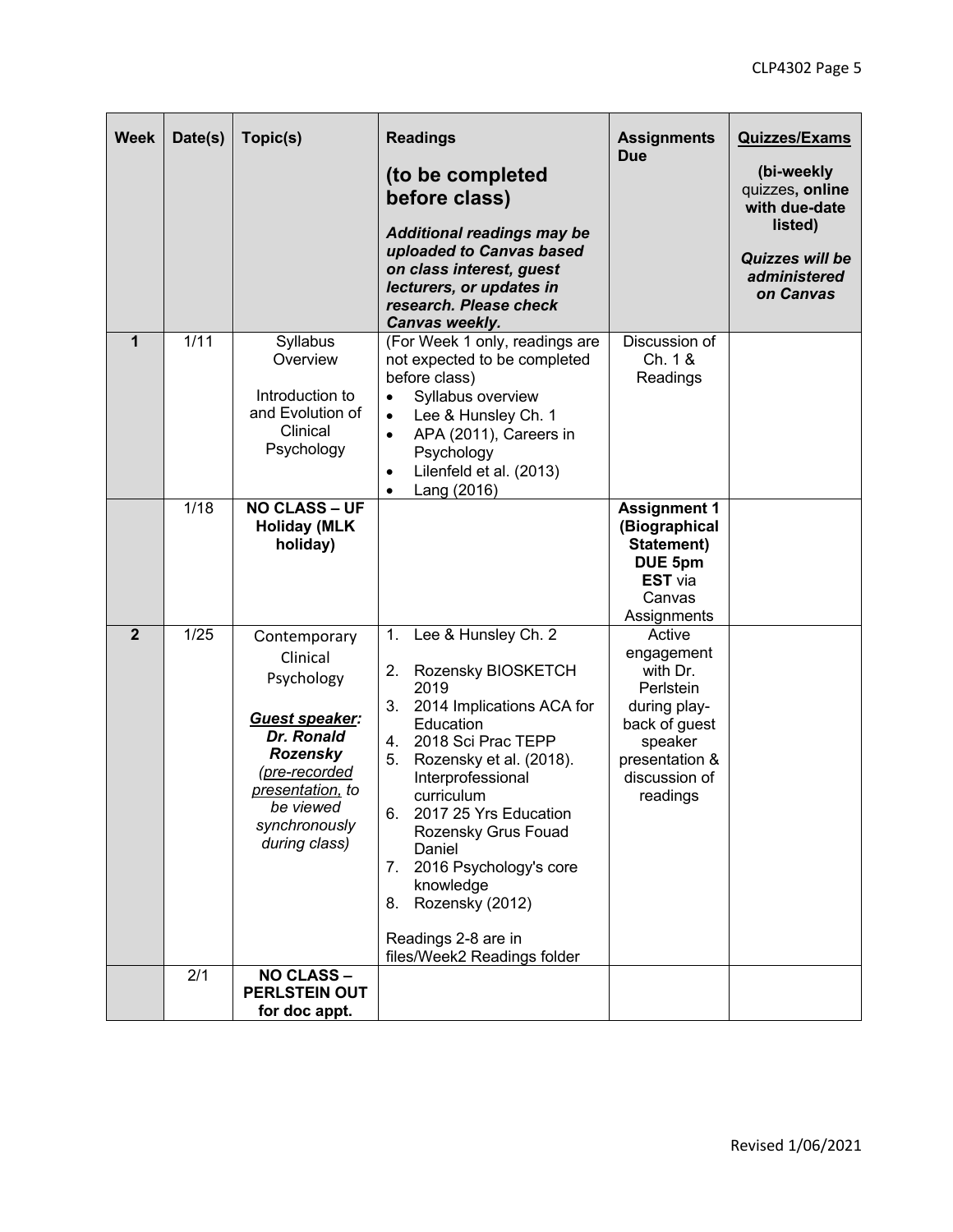| Week | Date(s) | Topic(s) | Readings<br><br>**(to be completed before class)**<br><br>***Additional readings may be uploaded to Canvas based on class interest, guest lecturers, or updates in research. Please check Canvas weekly.*** | Assignments Due | **Quizzes/Exams**<br><br>**(bi-weekly** quizzes**, online with due-date listed)**<br><br>***Quizzes will be administered on Canvas*** |
|---|---|---|---|---|---|
| **1** | 1/11 | Syllabus Overview<br><br>Introduction to and Evolution of Clinical Psychology | (For Week 1 only, readings are not expected to be completed before class)<br>• Syllabus overview<br>• Lee & Hunsley Ch. 1<br>• APA (2011), Careers in Psychology<br>• Lilenfeld et al. (2013)<br>• Lang (2016) | Discussion of Ch. 1 & Readings | |
| | 1/18 | **NO CLASS – UF Holiday (MLK holiday)** | | **Assignment 1 (Biographical Statement) DUE 5pm EST** via Canvas Assignments | |
| **2** | 1/25 | Contemporary Clinical Psychology<br><br>***Guest speaker: Dr. Ronald Rozensky*** *(pre-recorded presentation, to be viewed synchronously during class)* | 1. Lee & Hunsley Ch. 2<br>2. Rozensky BIOSKETCH 2019<br>3. 2014 Implications ACA for Education<br>4. 2018 Sci Prac TEPP<br>5. Rozensky et al. (2018). Interprofessional curriculum<br>6. 2017 25 Yrs Education Rozensky Grus Fouad Daniel<br>7. 2016 Psychology's core knowledge<br>8. Rozensky (2012)<br><br>Readings 2-8 are in files/Week2 Readings folder | Active engagement with Dr. Perlstein during play-back of guest speaker presentation & discussion of readings | |
| | 2/1 | **NO CLASS – PERLSTEIN OUT for doc appt.** | | | |

Revised 1/06/2021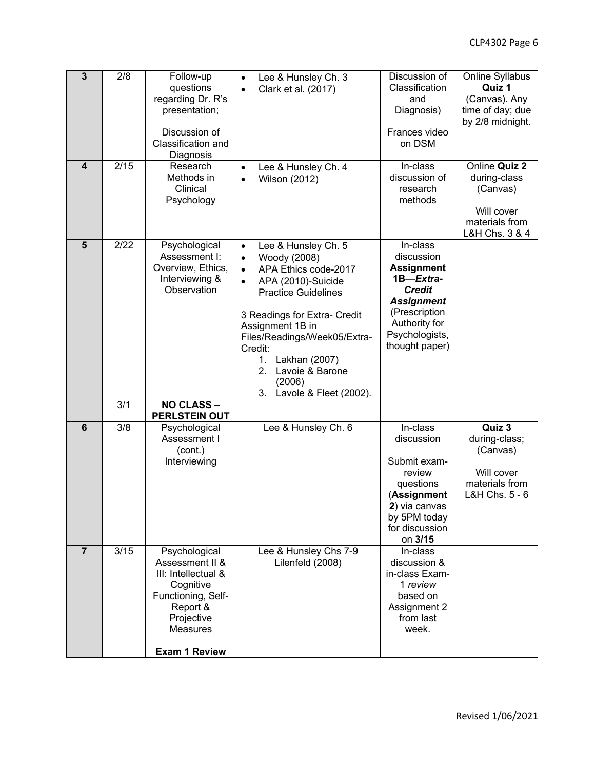| 3 | 2/8 | Follow-up questions regarding Dr. R's presentation;<br><br>Discussion of Classification and Diagnosis | • Lee & Hunsley Ch. 3<br>• Clark et al. (2017) | Discussion of Classification and Diagnosis)<br><br>Frances video on DSM | Online Syllabus **Quiz 1** (Canvas). Any time of day; due by 2/8 midnight. |
|---|---|---|---|---|---|
| **4** | 2/15 | Research Methods in Clinical Psychology | • Lee & Hunsley Ch. 4<br>• Wilson (2012) | In-class discussion of research methods | Online **Quiz 2** during-class (Canvas)<br><br>Will cover materials from L&H Chs. 3 & 4 |
| **5** | 2/22 | Psychological Assessment I: Overview, Ethics, Interviewing & Observation | • Lee & Hunsley Ch. 5<br>• Woody (2008)<br>• APA Ethics code-2017<br>• APA (2010)-Suicide Practice Guidelines<br><br>3 Readings for Extra- Credit Assignment 1B in Files/Readings/Week05/Extra-Credit:<br>1. Lakhan (2007)<br>2. Lavoie & Barone (2006)<br>3. Lavole & Fleet (2002). | In-class discussion **Assignment 1B—*Extra-Credit Assignment*** (Prescription Authority for Psychologists, thought paper) | |
| | 3/1 | **NO CLASS – PERLSTEIN OUT** | | | |
| **6** | 3/8 | Psychological Assessment I (cont.) Interviewing | Lee & Hunsley Ch. 6 | In-class discussion<br><br>Submit exam-review questions (**Assignment 2**) via canvas by 5PM today for discussion on **3/15** | **Quiz 3** during-class; (Canvas)<br><br>Will cover materials from L&H Chs. 5 - 6 |
| **7** | 3/15 | Psychological Assessment II & III: Intellectual & Cognitive Functioning, Self-Report & Projective Measures<br><br>**Exam 1 Review** | Lee & Hunsley Chs 7-9<br>Lilenfeld (2008) | In-class discussion & in-class Exam-1 *review* based on Assignment 2 from last week. | |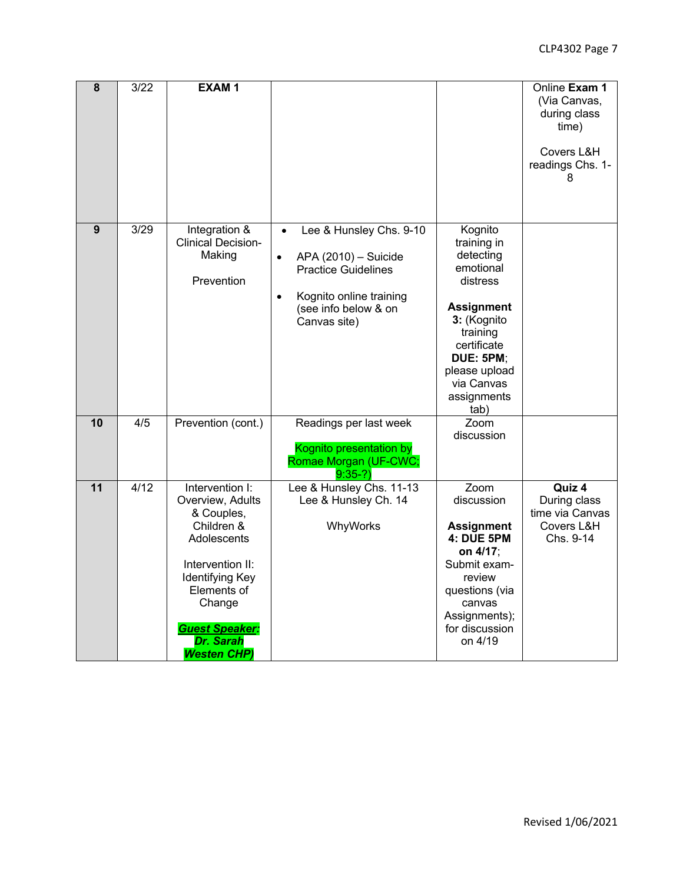| 8 | 3/22 | **EXAM 1** | | | Online **Exam 1** (Via Canvas, during class time)<br><br>Covers L&H readings Chs. 1-8 |
|---|---|---|---|---|---|
| **9** | 3/29 | Integration & Clinical Decision-Making<br><br>Prevention | • Lee & Hunsley Chs. 9-10<br>• APA (2010) – Suicide Practice Guidelines<br>• Kognito online training (see info below & on Canvas site) | Kognito training in detecting emotional distress<br><br>**Assignment 3:** (Kognito training certificate **DUE: 5PM**; please upload via Canvas assignments tab) | |
| **10** | 4/5 | Prevention (cont.) | Readings per last week<br><br>Kognito presentation by Romae Morgan (UF-CWC; 9:35-?) | Zoom discussion | |
| **11** | 4/12 | Intervention I: Overview, Adults & Couples, Children & Adolescents<br><br>Intervention II: Identifying Key Elements of Change<br><br>***Guest Speaker: Dr. Sarah Westen CHP)*** | Lee & Hunsley Chs. 11-13<br>Lee & Hunsley Ch. 14<br><br>WhyWorks | Zoom discussion<br><br>**Assignment 4: DUE 5PM on 4/17**; Submit exam-review questions (via canvas Assignments); for discussion on 4/19 | **Quiz 4** During class time via Canvas Covers L&H Chs. 9-14 |

Revised 1/06/2021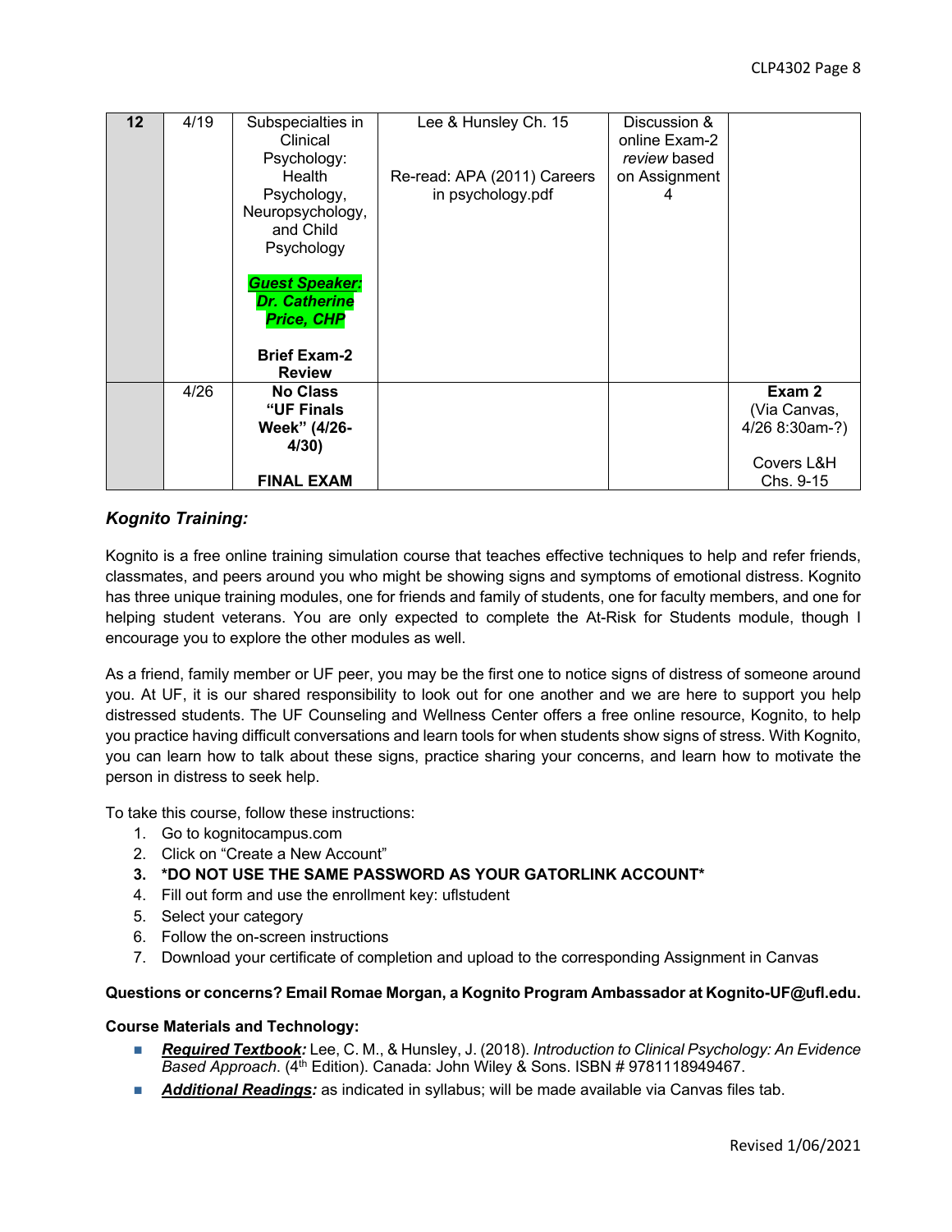| 12 | 4/19 | Subspecialties in Clinical Psychology: Health Psychology, Neuropsychology, and Child Psychology<br><br>***Guest Speaker: Dr. Catherine Price, CHP***<br><br>**Brief Exam-2 Review** | Lee & Hunsley Ch. 15<br><br>Re-read: APA (2011) Careers in psychology.pdf | Discussion & online Exam-2 *review* based on Assignment 4 | |
|---|---|---|---|---|---|
| | 4/26 | **No Class "UF Finals Week" (4/26-4/30)**<br><br>**FINAL EXAM** | | | **Exam 2** (Via Canvas, 4/26 8:30am-?)<br><br>Covers L&H Chs. 9-15 |

### *Kognito Training:*

Kognito is a free online training simulation course that teaches effective techniques to help and refer friends, classmates, and peers around you who might be showing signs and symptoms of emotional distress. Kognito has three unique training modules, one for friends and family of students, one for faculty members, and one for helping student veterans. You are only expected to complete the At-Risk for Students module, though I encourage you to explore the other modules as well.

As a friend, family member or UF peer, you may be the first one to notice signs of distress of someone around you. At UF, it is our shared responsibility to look out for one another and we are here to support you help distressed students. The UF Counseling and Wellness Center offers a free online resource, Kognito, to help you practice having difficult conversations and learn tools for when students show signs of stress. With Kognito, you can learn how to talk about these signs, practice sharing your concerns, and learn how to motivate the person in distress to seek help.

To take this course, follow these instructions:

1. Go to kognitocampus.com
2. Click on "Create a New Account"
3. **\*DO NOT USE THE SAME PASSWORD AS YOUR GATORLINK ACCOUNT\***
4. Fill out form and use the enrollment key: uflstudent
5. Select your category
6. Follow the on-screen instructions
7. Download your certificate of completion and upload to the corresponding Assignment in Canvas

**Questions or concerns? Email Romae Morgan, a Kognito Program Ambassador at Kognito-UF@ufl.edu.**

**Course Materials and Technology:**

- ***Required Textbook:*** Lee, C. M., & Hunsley, J. (2018). *Introduction to Clinical Psychology: An Evidence Based Approach*. (4th Edition). Canada: John Wiley & Sons. ISBN # 9781118949467.
- ***Additional Readings:*** as indicated in syllabus; will be made available via Canvas files tab.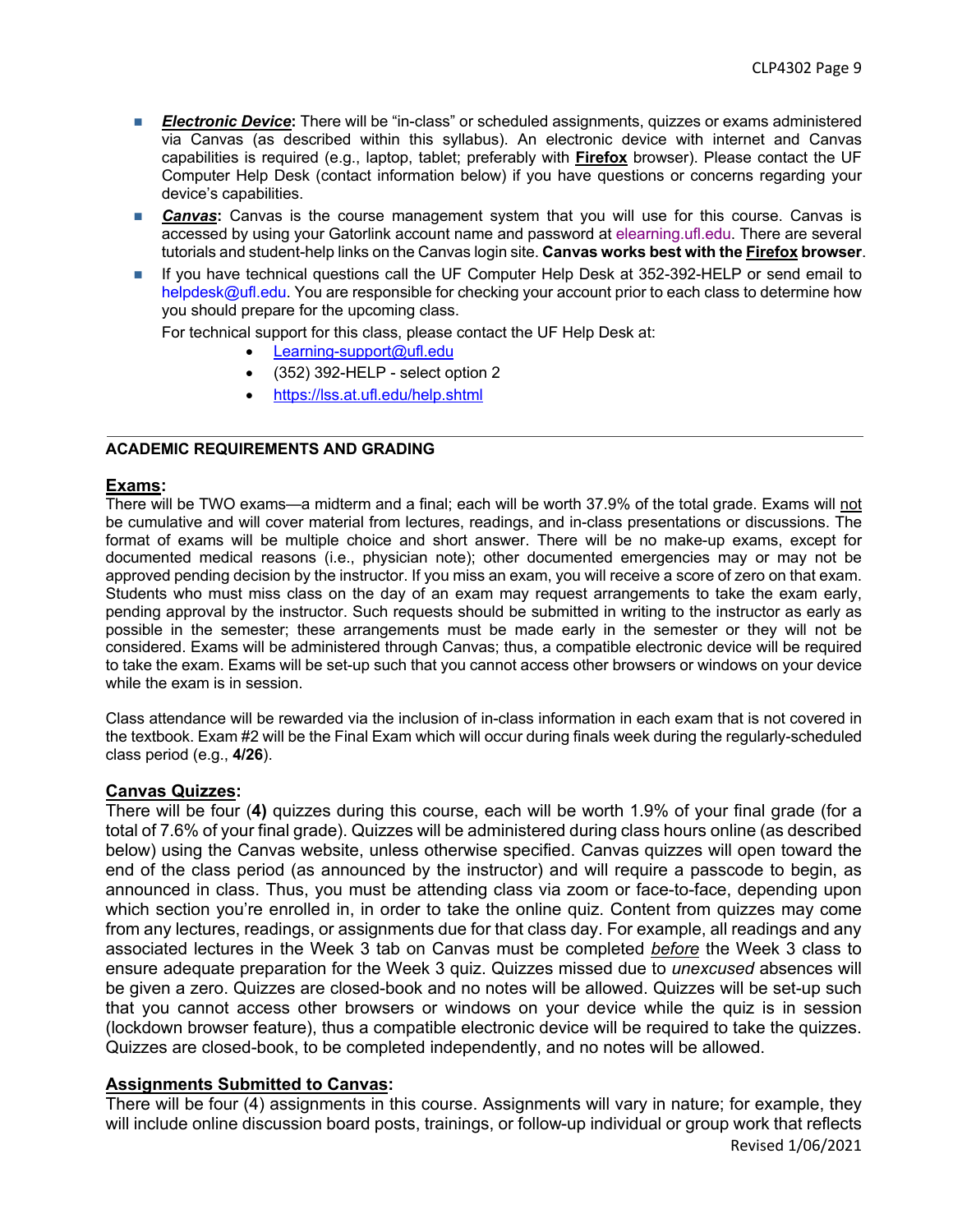- ***Electronic Device*:** There will be "in-class" or scheduled assignments, quizzes or exams administered via Canvas (as described within this syllabus). An electronic device with internet and Canvas capabilities is required (e.g., laptop, tablet; preferably with **Firefox** browser). Please contact the UF Computer Help Desk (contact information below) if you have questions or concerns regarding your device's capabilities.
- ***Canvas*:** Canvas is the course management system that you will use for this course. Canvas is accessed by using your Gatorlink account name and password at elearning.ufl.edu. There are several tutorials and student-help links on the Canvas login site. **Canvas works best with the Firefox browser**.
- If you have technical questions call the UF Computer Help Desk at 352-392-HELP or send email to helpdesk@ufl.edu. You are responsible for checking your account prior to each class to determine how you should prepare for the upcoming class.

  For technical support for this class, please contact the UF Help Desk at:
  - Learning-support@ufl.edu
  - (352) 392-HELP - select option 2
  - https://lss.at.ufl.edu/help.shtml

---

## ACADEMIC REQUIREMENTS AND GRADING

### Exams:

There will be TWO exams—a midterm and a final; each will be worth 37.9% of the total grade. Exams will not be cumulative and will cover material from lectures, readings, and in-class presentations or discussions. The format of exams will be multiple choice and short answer. There will be no make-up exams, except for documented medical reasons (i.e., physician note); other documented emergencies may or may not be approved pending decision by the instructor. If you miss an exam, you will receive a score of zero on that exam. Students who must miss class on the day of an exam may request arrangements to take the exam early, pending approval by the instructor. Such requests should be submitted in writing to the instructor as early as possible in the semester; these arrangements must be made early in the semester or they will not be considered. Exams will be administered through Canvas; thus, a compatible electronic device will be required to take the exam. Exams will be set-up such that you cannot access other browsers or windows on your device while the exam is in session.

Class attendance will be rewarded via the inclusion of in-class information in each exam that is not covered in the textbook. Exam #2 will be the Final Exam which will occur during finals week during the regularly-scheduled class period (e.g., **4/26**).

### Canvas Quizzes:

There will be four (**4)** quizzes during this course, each will be worth 1.9% of your final grade (for a total of 7.6% of your final grade). Quizzes will be administered during class hours online (as described below) using the Canvas website, unless otherwise specified. Canvas quizzes will open toward the end of the class period (as announced by the instructor) and will require a passcode to begin, as announced in class. Thus, you must be attending class via zoom or face-to-face, depending upon which section you're enrolled in, in order to take the online quiz. Content from quizzes may come from any lectures, readings, or assignments due for that class day. For example, all readings and any associated lectures in the Week 3 tab on Canvas must be completed *before* the Week 3 class to ensure adequate preparation for the Week 3 quiz. Quizzes missed due to *unexcused* absences will be given a zero. Quizzes are closed-book and no notes will be allowed. Quizzes will be set-up such that you cannot access other browsers or windows on your device while the quiz is in session (lockdown browser feature), thus a compatible electronic device will be required to take the quizzes. Quizzes are closed-book, to be completed independently, and no notes will be allowed.

### Assignments Submitted to Canvas:

There will be four (4) assignments in this course. Assignments will vary in nature; for example, they will include online discussion board posts, trainings, or follow-up individual or group work that reflects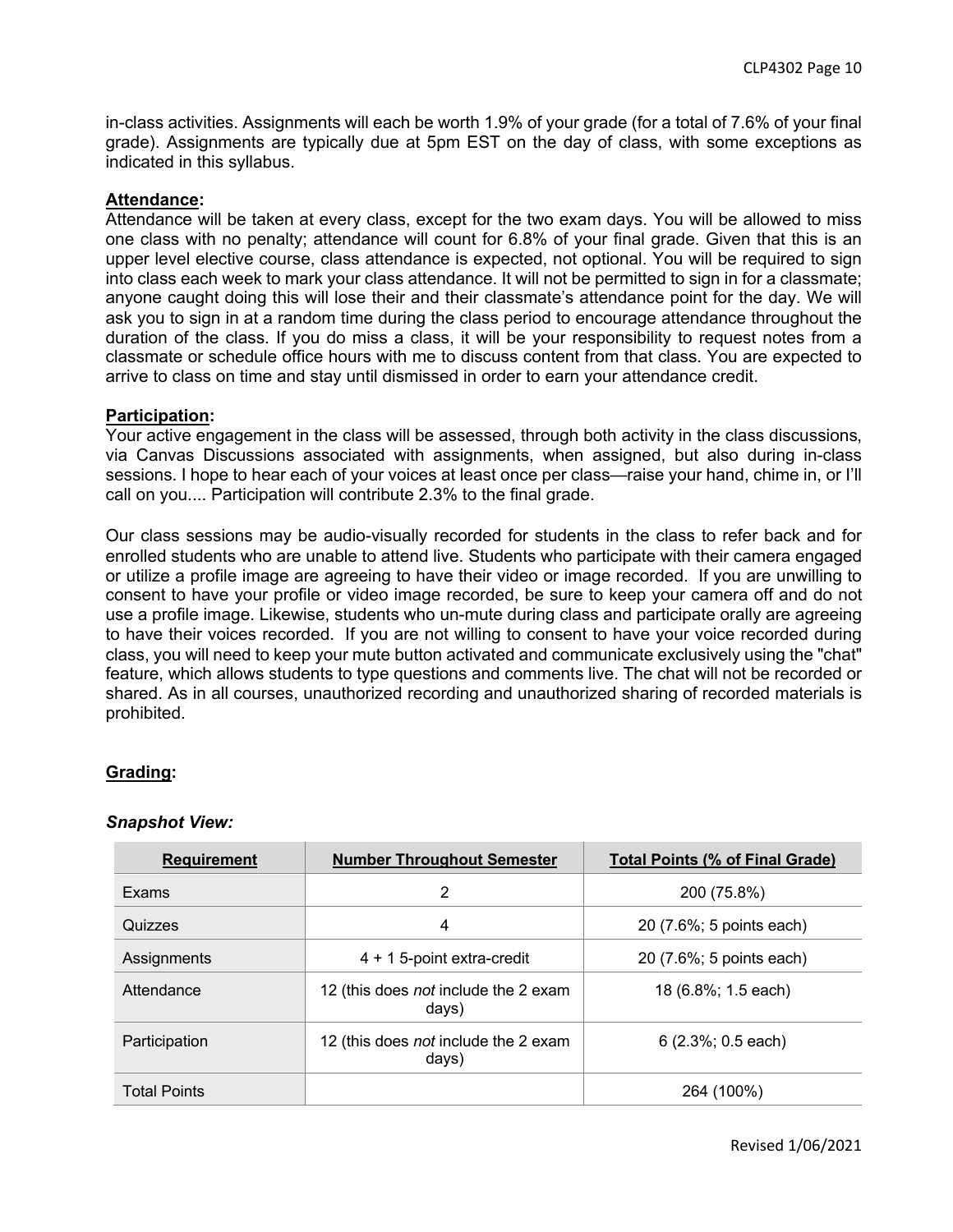in-class activities. Assignments will each be worth 1.9% of your grade (for a total of 7.6% of your final grade). Assignments are typically due at 5pm EST on the day of class, with some exceptions as indicated in this syllabus.

**Attendance:**

Attendance will be taken at every class, except for the two exam days. You will be allowed to miss one class with no penalty; attendance will count for 6.8% of your final grade. Given that this is an upper level elective course, class attendance is expected, not optional. You will be required to sign into class each week to mark your class attendance. It will not be permitted to sign in for a classmate; anyone caught doing this will lose their and their classmate's attendance point for the day. We will ask you to sign in at a random time during the class period to encourage attendance throughout the duration of the class. If you do miss a class, it will be your responsibility to request notes from a classmate or schedule office hours with me to discuss content from that class. You are expected to arrive to class on time and stay until dismissed in order to earn your attendance credit.

**Participation:**

Your active engagement in the class will be assessed, through both activity in the class discussions, via Canvas Discussions associated with assignments, when assigned, but also during in-class sessions. I hope to hear each of your voices at least once per class—raise your hand, chime in, or I'll call on you.... Participation will contribute 2.3% to the final grade.

Our class sessions may be audio-visually recorded for students in the class to refer back and for enrolled students who are unable to attend live. Students who participate with their camera engaged or utilize a profile image are agreeing to have their video or image recorded. If you are unwilling to consent to have your profile or video image recorded, be sure to keep your camera off and do not use a profile image. Likewise, students who un-mute during class and participate orally are agreeing to have their voices recorded. If you are not willing to consent to have your voice recorded during class, you will need to keep your mute button activated and communicate exclusively using the "chat" feature, which allows students to type questions and comments live. The chat will not be recorded or shared. As in all courses, unauthorized recording and unauthorized sharing of recorded materials is prohibited.

**Grading:**

***Snapshot View:***

| Requirement | Number Throughout Semester | Total Points (% of Final Grade) |
|---|---|---|
| Exams | 2 | 200 (75.8%) |
| Quizzes | 4 | 20 (7.6%; 5 points each) |
| Assignments | 4 + 1 5-point extra-credit | 20 (7.6%; 5 points each) |
| Attendance | 12 (this does *not* include the 2 exam days) | 18 (6.8%; 1.5 each) |
| Participation | 12 (this does *not* include the 2 exam days) | 6 (2.3%; 0.5 each) |
| Total Points | | 264 (100%) |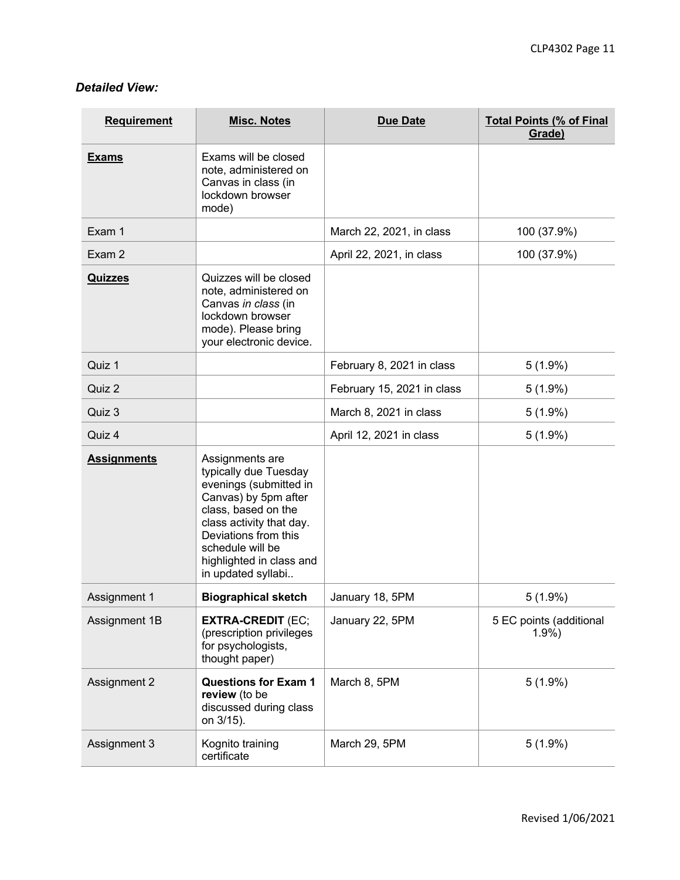***Detailed View:***

| **Requirement** | **Misc. Notes** | **Due Date** | **Total Points (% of Final Grade)** |
|---|---|---|---|
| **Exams** | Exams will be closed note, administered on Canvas in class (in lockdown browser mode) | | |
| Exam 1 | | March 22, 2021, in class | 100 (37.9%) |
| Exam 2 | | April 22, 2021, in class | 100 (37.9%) |
| **Quizzes** | Quizzes will be closed note, administered on Canvas *in class* (in lockdown browser mode). Please bring your electronic device. | | |
| Quiz 1 | | February 8, 2021 in class | 5 (1.9%) |
| Quiz 2 | | February 15, 2021 in class | 5 (1.9%) |
| Quiz 3 | | March 8, 2021 in class | 5 (1.9%) |
| Quiz 4 | | April 12, 2021 in class | 5 (1.9%) |
| **Assignments** | Assignments are typically due Tuesday evenings (submitted in Canvas) by 5pm after class, based on the class activity that day. Deviations from this schedule will be highlighted in class and in updated syllabi.. | | |
| Assignment 1 | **Biographical sketch** | January 18, 5PM | 5 (1.9%) |
| Assignment 1B | **EXTRA-CREDIT** (EC; (prescription privileges for psychologists, thought paper) | January 22, 5PM | 5 EC points (additional 1.9%) |
| Assignment 2 | **Questions for Exam 1 review** (to be discussed during class on 3/15). | March 8, 5PM | 5 (1.9%) |
| Assignment 3 | Kognito training certificate | March 29, 5PM | 5 (1.9%) |

Revised 1/06/2021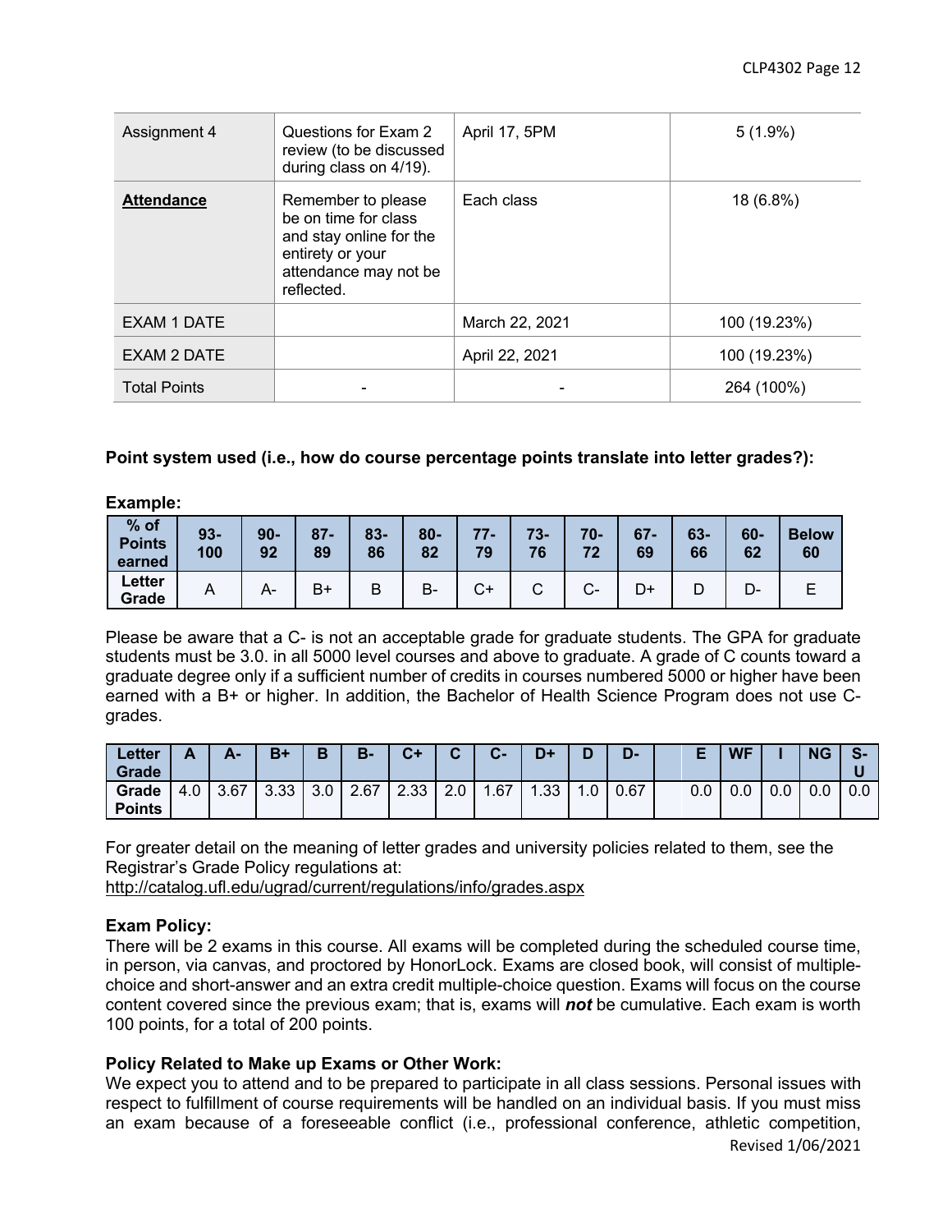| Assignment 4 | Questions for Exam 2 review (to be discussed during class on 4/19). | April 17, 5PM | 5 (1.9%) |
|---|---|---|---|
| **Attendance** | Remember to please be on time for class and stay online for the entirety or your attendance may not be reflected. | Each class | 18 (6.8%) |
| EXAM 1 DATE | | March 22, 2021 | 100 (19.23%) |
| EXAM 2 DATE | | April 22, 2021 | 100 (19.23%) |
| Total Points | - | - | 264 (100%) |

**Point system used (i.e., how do course percentage points translate into letter grades?):**

**Example:**

| % of Points earned | 93-100 | 90-92 | 87-89 | 83-86 | 80-82 | 77-79 | 73-76 | 70-72 | 67-69 | 63-66 | 60-62 | Below 60 |
|---|---|---|---|---|---|---|---|---|---|---|---|---|
| Letter Grade | A | A- | B+ | B | B- | C+ | C | C- | D+ | D | D- | E |

Please be aware that a C- is not an acceptable grade for graduate students. The GPA for graduate students must be 3.0. in all 5000 level courses and above to graduate. A grade of C counts toward a graduate degree only if a sufficient number of credits in courses numbered 5000 or higher have been earned with a B+ or higher. In addition, the Bachelor of Health Science Program does not use C-grades.

| Letter Grade | A | A- | B+ | B | B- | C+ | C | C- | D+ | D | D- | | E | WF | I | NG | S-U |
|---|---|---|---|---|---|---|---|---|---|---|---|---|---|---|---|---|---|
| Grade Points | 4.0 | 3.67 | 3.33 | 3.0 | 2.67 | 2.33 | 2.0 | 1.67 | 1.33 | 1.0 | 0.67 | | 0.0 | 0.0 | 0.0 | 0.0 | 0.0 |

For greater detail on the meaning of letter grades and university policies related to them, see the Registrar's Grade Policy regulations at:
http://catalog.ufl.edu/ugrad/current/regulations/info/grades.aspx

**Exam Policy:**
There will be 2 exams in this course. All exams will be completed during the scheduled course time, in person, via canvas, and proctored by HonorLock. Exams are closed book, will consist of multiple-choice and short-answer and an extra credit multiple-choice question. Exams will focus on the course content covered since the previous exam; that is, exams will ***not*** be cumulative. Each exam is worth 100 points, for a total of 200 points.

**Policy Related to Make up Exams or Other Work:**
We expect you to attend and to be prepared to participate in all class sessions. Personal issues with respect to fulfillment of course requirements will be handled on an individual basis. If you must miss an exam because of a foreseeable conflict (i.e., professional conference, athletic competition,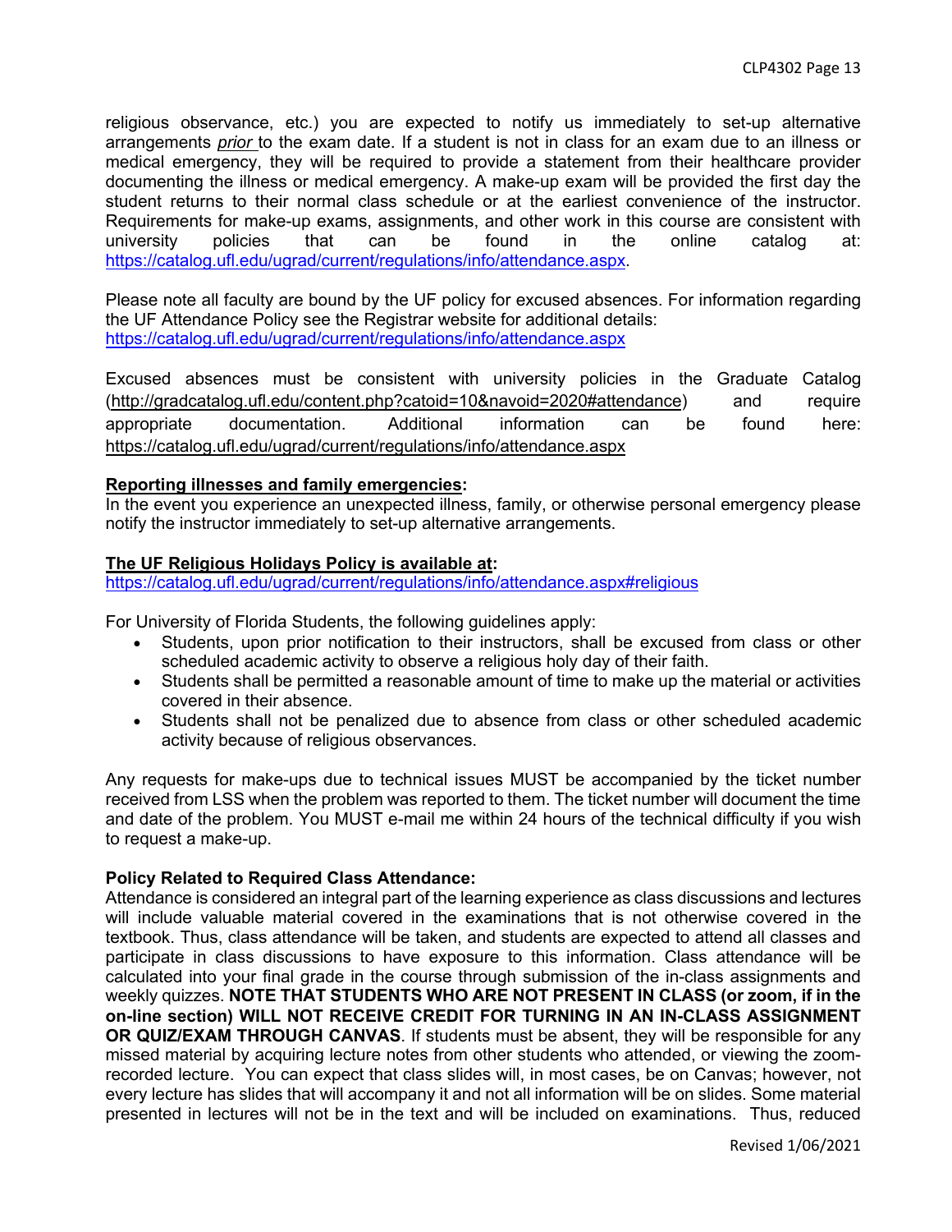religious observance, etc.) you are expected to notify us immediately to set-up alternative arrangements *prior* to the exam date. If a student is not in class for an exam due to an illness or medical emergency, they will be required to provide a statement from their healthcare provider documenting the illness or medical emergency. A make-up exam will be provided the first day the student returns to their normal class schedule or at the earliest convenience of the instructor. Requirements for make-up exams, assignments, and other work in this course are consistent with university policies that can be found in the online catalog at: https://catalog.ufl.edu/ugrad/current/regulations/info/attendance.aspx.

Please note all faculty are bound by the UF policy for excused absences. For information regarding the UF Attendance Policy see the Registrar website for additional details: https://catalog.ufl.edu/ugrad/current/regulations/info/attendance.aspx

Excused absences must be consistent with university policies in the Graduate Catalog (http://gradcatalog.ufl.edu/content.php?catoid=10&navoid=2020#attendance) and require appropriate documentation. Additional information can be found here: https://catalog.ufl.edu/ugrad/current/regulations/info/attendance.aspx

**Reporting illnesses and family emergencies:**
In the event you experience an unexpected illness, family, or otherwise personal emergency please notify the instructor immediately to set-up alternative arrangements.

**The UF Religious Holidays Policy is available at:**
https://catalog.ufl.edu/ugrad/current/regulations/info/attendance.aspx#religious

For University of Florida Students, the following guidelines apply:

- Students, upon prior notification to their instructors, shall be excused from class or other scheduled academic activity to observe a religious holy day of their faith.
- Students shall be permitted a reasonable amount of time to make up the material or activities covered in their absence.
- Students shall not be penalized due to absence from class or other scheduled academic activity because of religious observances.

Any requests for make-ups due to technical issues MUST be accompanied by the ticket number received from LSS when the problem was reported to them. The ticket number will document the time and date of the problem. You MUST e-mail me within 24 hours of the technical difficulty if you wish to request a make-up.

**Policy Related to Required Class Attendance:**
Attendance is considered an integral part of the learning experience as class discussions and lectures will include valuable material covered in the examinations that is not otherwise covered in the textbook. Thus, class attendance will be taken, and students are expected to attend all classes and participate in class discussions to have exposure to this information. Class attendance will be calculated into your final grade in the course through submission of the in-class assignments and weekly quizzes. **NOTE THAT STUDENTS WHO ARE NOT PRESENT IN CLASS (or zoom, if in the on-line section) WILL NOT RECEIVE CREDIT FOR TURNING IN AN IN-CLASS ASSIGNMENT OR QUIZ/EXAM THROUGH CANVAS**. If students must be absent, they will be responsible for any missed material by acquiring lecture notes from other students who attended, or viewing the zoom-recorded lecture. You can expect that class slides will, in most cases, be on Canvas; however, not every lecture has slides that will accompany it and not all information will be on slides. Some material presented in lectures will not be in the text and will be included on examinations. Thus, reduced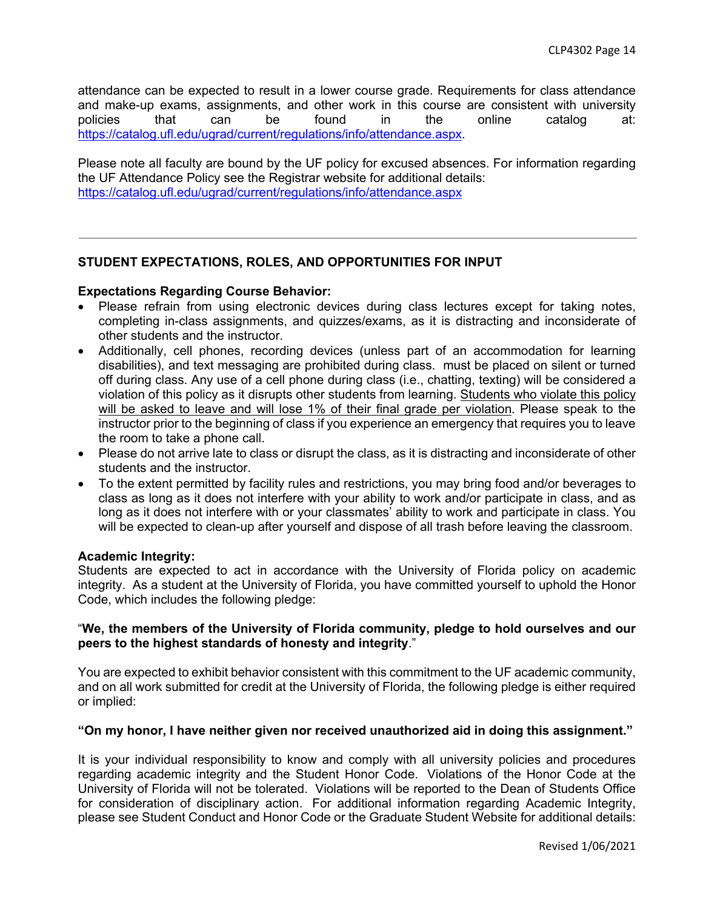attendance can be expected to result in a lower course grade. Requirements for class attendance and make-up exams, assignments, and other work in this course are consistent with university policies that can be found in the online catalog at: https://catalog.ufl.edu/ugrad/current/regulations/info/attendance.aspx.

Please note all faculty are bound by the UF policy for excused absences. For information regarding the UF Attendance Policy see the Registrar website for additional details: https://catalog.ufl.edu/ugrad/current/regulations/info/attendance.aspx

---

## STUDENT EXPECTATIONS, ROLES, AND OPPORTUNITIES FOR INPUT

**Expectations Regarding Course Behavior:**

- Please refrain from using electronic devices during class lectures except for taking notes, completing in-class assignments, and quizzes/exams, as it is distracting and inconsiderate of other students and the instructor.
- Additionally, cell phones, recording devices (unless part of an accommodation for learning disabilities), and text messaging are prohibited during class. must be placed on silent or turned off during class. Any use of a cell phone during class (i.e., chatting, texting) will be considered a violation of this policy as it disrupts other students from learning. <u>Students who violate this policy will be asked to leave and will lose 1% of their final grade per violation</u>. Please speak to the instructor prior to the beginning of class if you experience an emergency that requires you to leave the room to take a phone call.
- Please do not arrive late to class or disrupt the class, as it is distracting and inconsiderate of other students and the instructor.
- To the extent permitted by facility rules and restrictions, you may bring food and/or beverages to class as long as it does not interfere with your ability to work and/or participate in class, and as long as it does not interfere with or your classmates' ability to work and participate in class. You will be expected to clean-up after yourself and dispose of all trash before leaving the classroom.

**Academic Integrity:**
Students are expected to act in accordance with the University of Florida policy on academic integrity. As a student at the University of Florida, you have committed yourself to uphold the Honor Code, which includes the following pledge:

"**We, the members of the University of Florida community, pledge to hold ourselves and our peers to the highest standards of honesty and integrity**."

You are expected to exhibit behavior consistent with this commitment to the UF academic community, and on all work submitted for credit at the University of Florida, the following pledge is either required or implied:

**"On my honor, I have neither given nor received unauthorized aid in doing this assignment."**

It is your individual responsibility to know and comply with all university policies and procedures regarding academic integrity and the Student Honor Code. Violations of the Honor Code at the University of Florida will not be tolerated. Violations will be reported to the Dean of Students Office for consideration of disciplinary action. For additional information regarding Academic Integrity, please see Student Conduct and Honor Code or the Graduate Student Website for additional details: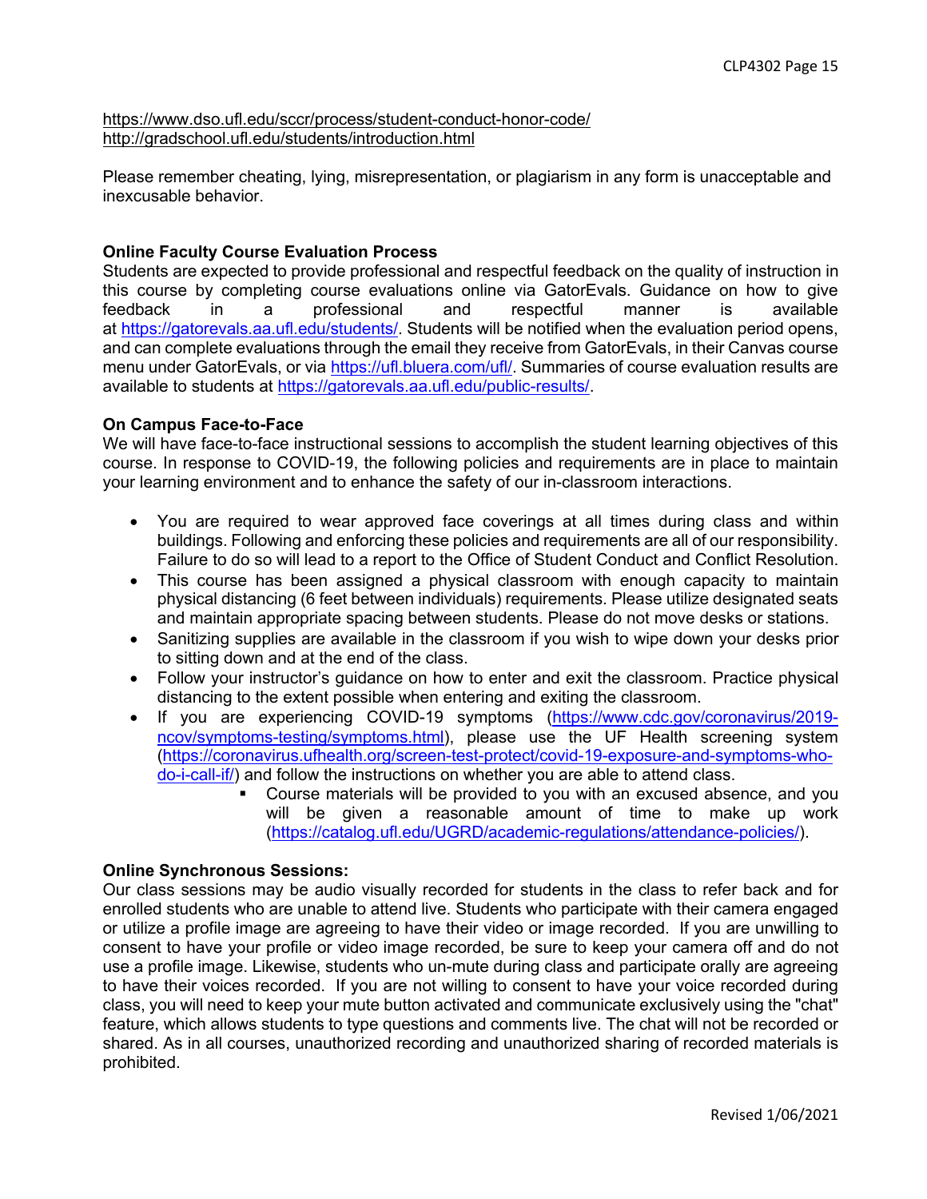https://www.dso.ufl.edu/sccr/process/student-conduct-honor-code/
http://gradschool.ufl.edu/students/introduction.html

Please remember cheating, lying, misrepresentation, or plagiarism in any form is unacceptable and inexcusable behavior.

**Online Faculty Course Evaluation Process**

Students are expected to provide professional and respectful feedback on the quality of instruction in this course by completing course evaluations online via GatorEvals. Guidance on how to give feedback in a professional and respectful manner is available at https://gatorevals.aa.ufl.edu/students/. Students will be notified when the evaluation period opens, and can complete evaluations through the email they receive from GatorEvals, in their Canvas course menu under GatorEvals, or via https://ufl.bluera.com/ufl/. Summaries of course evaluation results are available to students at https://gatorevals.aa.ufl.edu/public-results/.

**On Campus Face-to-Face**

We will have face-to-face instructional sessions to accomplish the student learning objectives of this course. In response to COVID-19, the following policies and requirements are in place to maintain your learning environment and to enhance the safety of our in-classroom interactions.

- You are required to wear approved face coverings at all times during class and within buildings. Following and enforcing these policies and requirements are all of our responsibility. Failure to do so will lead to a report to the Office of Student Conduct and Conflict Resolution.
- This course has been assigned a physical classroom with enough capacity to maintain physical distancing (6 feet between individuals) requirements. Please utilize designated seats and maintain appropriate spacing between students. Please do not move desks or stations.
- Sanitizing supplies are available in the classroom if you wish to wipe down your desks prior to sitting down and at the end of the class.
- Follow your instructor's guidance on how to enter and exit the classroom. Practice physical distancing to the extent possible when entering and exiting the classroom.
- If you are experiencing COVID-19 symptoms (https://www.cdc.gov/coronavirus/2019-ncov/symptoms-testing/symptoms.html), please use the UF Health screening system (https://coronavirus.ufhealth.org/screen-test-protect/covid-19-exposure-and-symptoms-who-do-i-call-if/) and follow the instructions on whether you are able to attend class.
  - Course materials will be provided to you with an excused absence, and you will be given a reasonable amount of time to make up work (https://catalog.ufl.edu/UGRD/academic-regulations/attendance-policies/).

**Online Synchronous Sessions:**

Our class sessions may be audio visually recorded for students in the class to refer back and for enrolled students who are unable to attend live. Students who participate with their camera engaged or utilize a profile image are agreeing to have their video or image recorded. If you are unwilling to consent to have your profile or video image recorded, be sure to keep your camera off and do not use a profile image. Likewise, students who un-mute during class and participate orally are agreeing to have their voices recorded. If you are not willing to consent to have your voice recorded during class, you will need to keep your mute button activated and communicate exclusively using the "chat" feature, which allows students to type questions and comments live. The chat will not be recorded or shared. As in all courses, unauthorized recording and unauthorized sharing of recorded materials is prohibited.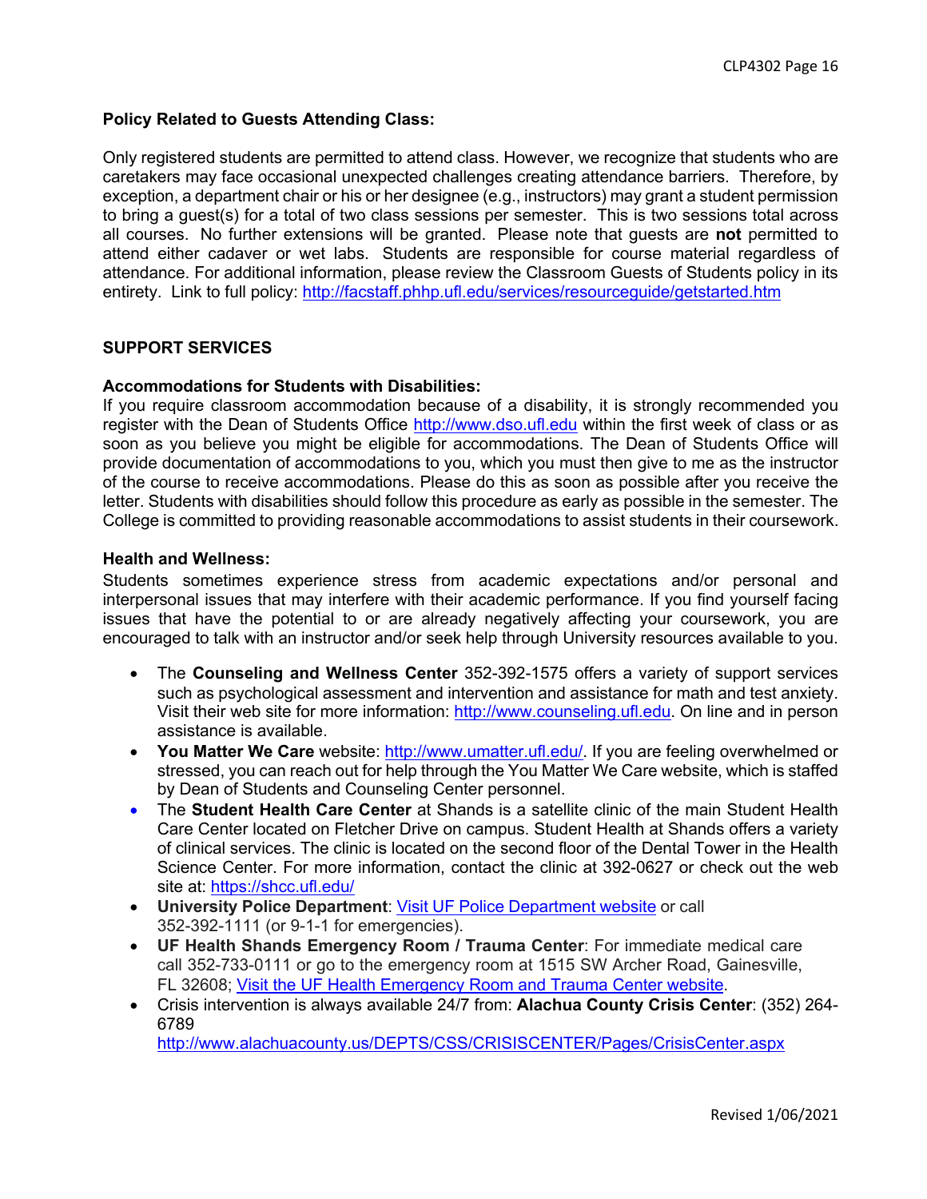**Policy Related to Guests Attending Class:**

Only registered students are permitted to attend class. However, we recognize that students who are caretakers may face occasional unexpected challenges creating attendance barriers. Therefore, by exception, a department chair or his or her designee (e.g., instructors) may grant a student permission to bring a guest(s) for a total of two class sessions per semester. This is two sessions total across all courses. No further extensions will be granted. Please note that guests are **not** permitted to attend either cadaver or wet labs. Students are responsible for course material regardless of attendance. For additional information, please review the Classroom Guests of Students policy in its entirety. Link to full policy: [http://facstaff.phhp.ufl.edu/services/resourceguide/getstarted.htm](http://facstaff.phhp.ufl.edu/services/resourceguide/getstarted.htm)

## SUPPORT SERVICES

**Accommodations for Students with Disabilities:**
If you require classroom accommodation because of a disability, it is strongly recommended you register with the Dean of Students Office [http://www.dso.ufl.edu](http://www.dso.ufl.edu) within the first week of class or as soon as you believe you might be eligible for accommodations. The Dean of Students Office will provide documentation of accommodations to you, which you must then give to me as the instructor of the course to receive accommodations. Please do this as soon as possible after you receive the letter. Students with disabilities should follow this procedure as early as possible in the semester. The College is committed to providing reasonable accommodations to assist students in their coursework.

**Health and Wellness:**
Students sometimes experience stress from academic expectations and/or personal and interpersonal issues that may interfere with their academic performance. If you find yourself facing issues that have the potential to or are already negatively affecting your coursework, you are encouraged to talk with an instructor and/or seek help through University resources available to you.

- The **Counseling and Wellness Center** 352-392-1575 offers a variety of support services such as psychological assessment and intervention and assistance for math and test anxiety. Visit their web site for more information: [http://www.counseling.ufl.edu](http://www.counseling.ufl.edu). On line and in person assistance is available.
- **You Matter We Care** website: [http://www.umatter.ufl.edu/](http://www.umatter.ufl.edu/). If you are feeling overwhelmed or stressed, you can reach out for help through the You Matter We Care website, which is staffed by Dean of Students and Counseling Center personnel.
- The **Student Health Care Center** at Shands is a satellite clinic of the main Student Health Care Center located on Fletcher Drive on campus. Student Health at Shands offers a variety of clinical services. The clinic is located on the second floor of the Dental Tower in the Health Science Center. For more information, contact the clinic at 392-0627 or check out the web site at: [https://shcc.ufl.edu/](https://shcc.ufl.edu/)
- **University Police Department**: Visit UF Police Department website or call 352-392-1111 (or 9-1-1 for emergencies).
- **UF Health Shands Emergency Room / Trauma Center**: For immediate medical care call 352-733-0111 or go to the emergency room at 1515 SW Archer Road, Gainesville, FL 32608; Visit the UF Health Emergency Room and Trauma Center website.
- Crisis intervention is always available 24/7 from: **Alachua County Crisis Center**: (352) 264-6789 [http://www.alachuacounty.us/DEPTS/CSS/CRISISCENTER/Pages/CrisisCenter.aspx](http://www.alachuacounty.us/DEPTS/CSS/CRISISCENTER/Pages/CrisisCenter.aspx)

Revised 1/06/2021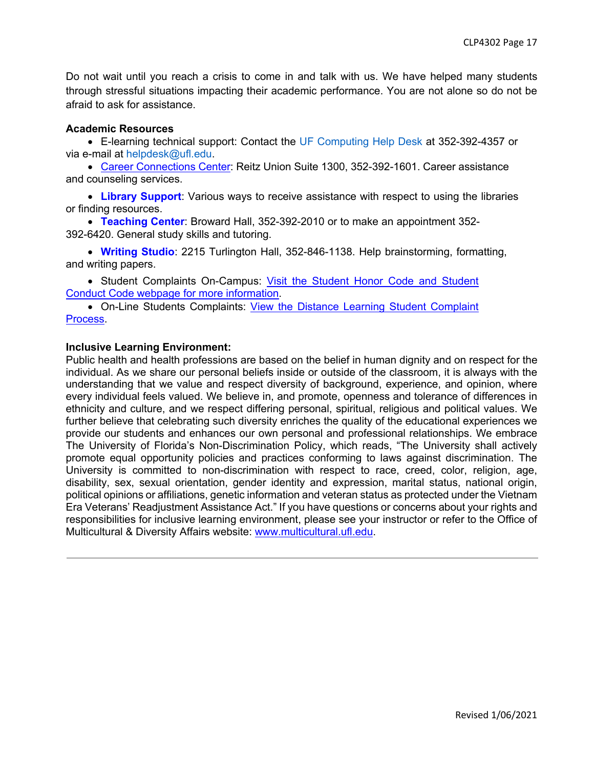Do not wait until you reach a crisis to come in and talk with us. We have helped many students through stressful situations impacting their academic performance. You are not alone so do not be afraid to ask for assistance.

**Academic Resources**

- E-learning technical support: Contact the UF Computing Help Desk at 352-392-4357 or via e-mail at helpdesk@ufl.edu.
- Career Connections Center: Reitz Union Suite 1300, 352-392-1601. Career assistance and counseling services.
- **Library Support**: Various ways to receive assistance with respect to using the libraries or finding resources.
- **Teaching Center**: Broward Hall, 352-392-2010 or to make an appointment 352-392-6420. General study skills and tutoring.
- **Writing Studio**: 2215 Turlington Hall, 352-846-1138. Help brainstorming, formatting, and writing papers.
- Student Complaints On-Campus: Visit the Student Honor Code and Student Conduct Code webpage for more information.
- On-Line Students Complaints: View the Distance Learning Student Complaint Process.

**Inclusive Learning Environment:**

Public health and health professions are based on the belief in human dignity and on respect for the individual. As we share our personal beliefs inside or outside of the classroom, it is always with the understanding that we value and respect diversity of background, experience, and opinion, where every individual feels valued. We believe in, and promote, openness and tolerance of differences in ethnicity and culture, and we respect differing personal, spiritual, religious and political values. We further believe that celebrating such diversity enriches the quality of the educational experiences we provide our students and enhances our own personal and professional relationships. We embrace The University of Florida's Non-Discrimination Policy, which reads, "The University shall actively promote equal opportunity policies and practices conforming to laws against discrimination. The University is committed to non-discrimination with respect to race, creed, color, religion, age, disability, sex, sexual orientation, gender identity and expression, marital status, national origin, political opinions or affiliations, genetic information and veteran status as protected under the Vietnam Era Veterans' Readjustment Assistance Act." If you have questions or concerns about your rights and responsibilities for inclusive learning environment, please see your instructor or refer to the Office of Multicultural & Diversity Affairs website: www.multicultural.ufl.edu.

---

Revised 1/06/2021